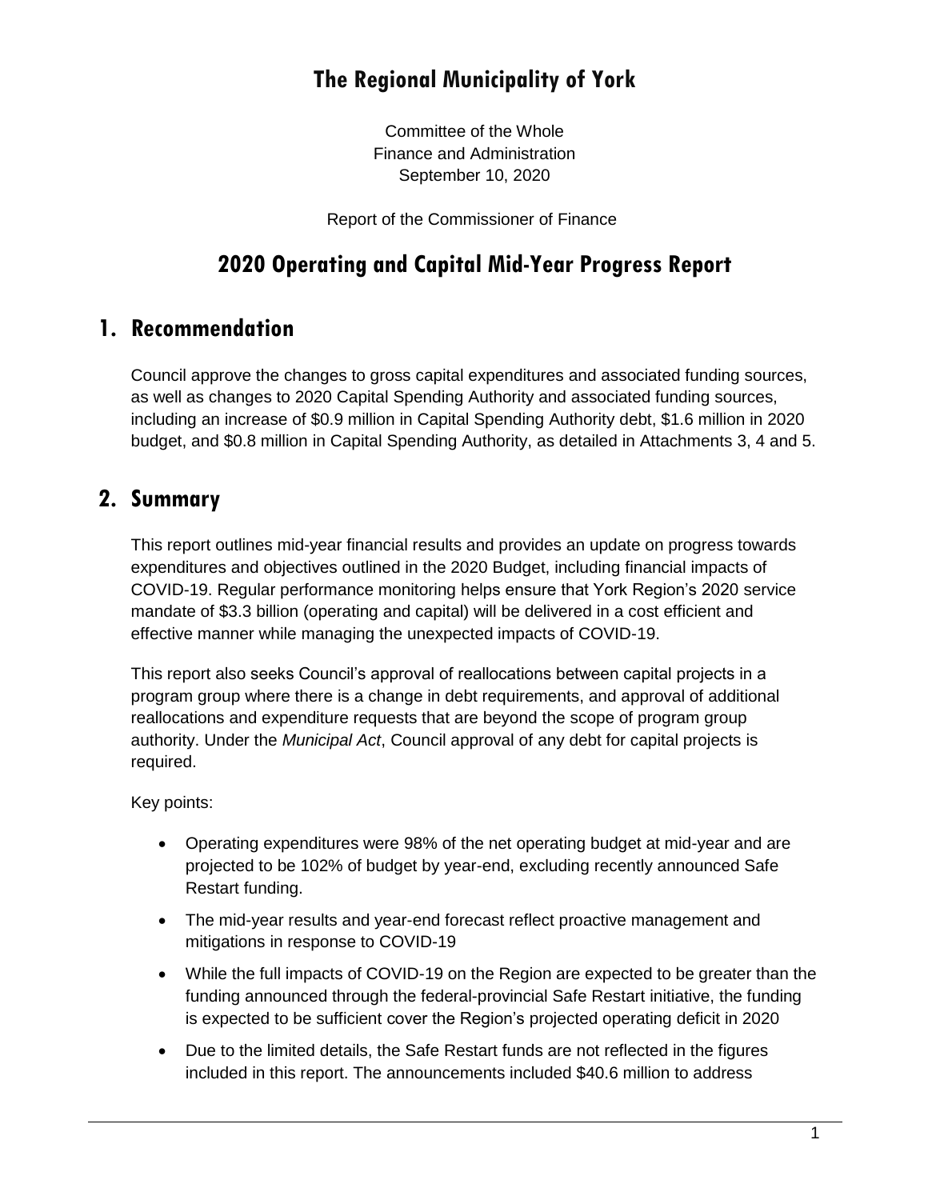# The Regional Municipality of York

Committee of the Whole
Finance and Administration
September 10, 2020

Report of the Commissioner of Finance

# 2020 Operating and Capital Mid-Year Progress Report

## 1. Recommendation

Council approve the changes to gross capital expenditures and associated funding sources, as well as changes to 2020 Capital Spending Authority and associated funding sources, including an increase of $0.9 million in Capital Spending Authority debt, $1.6 million in 2020 budget, and $0.8 million in Capital Spending Authority, as detailed in Attachments 3, 4 and 5.

## 2. Summary

This report outlines mid-year financial results and provides an update on progress towards expenditures and objectives outlined in the 2020 Budget, including financial impacts of COVID-19. Regular performance monitoring helps ensure that York Region's 2020 service mandate of $3.3 billion (operating and capital) will be delivered in a cost efficient and effective manner while managing the unexpected impacts of COVID-19.

This report also seeks Council's approval of reallocations between capital projects in a program group where there is a change in debt requirements, and approval of additional reallocations and expenditure requests that are beyond the scope of program group authority. Under the *Municipal Act*, Council approval of any debt for capital projects is required.

Key points:

- Operating expenditures were 98% of the net operating budget at mid-year and are projected to be 102% of budget by year-end, excluding recently announced Safe Restart funding.
- The mid-year results and year-end forecast reflect proactive management and mitigations in response to COVID-19
- While the full impacts of COVID-19 on the Region are expected to be greater than the funding announced through the federal-provincial Safe Restart initiative, the funding is expected to be sufficient cover the Region's projected operating deficit in 2020
- Due to the limited details, the Safe Restart funds are not reflected in the figures included in this report. The announcements included $40.6 million to address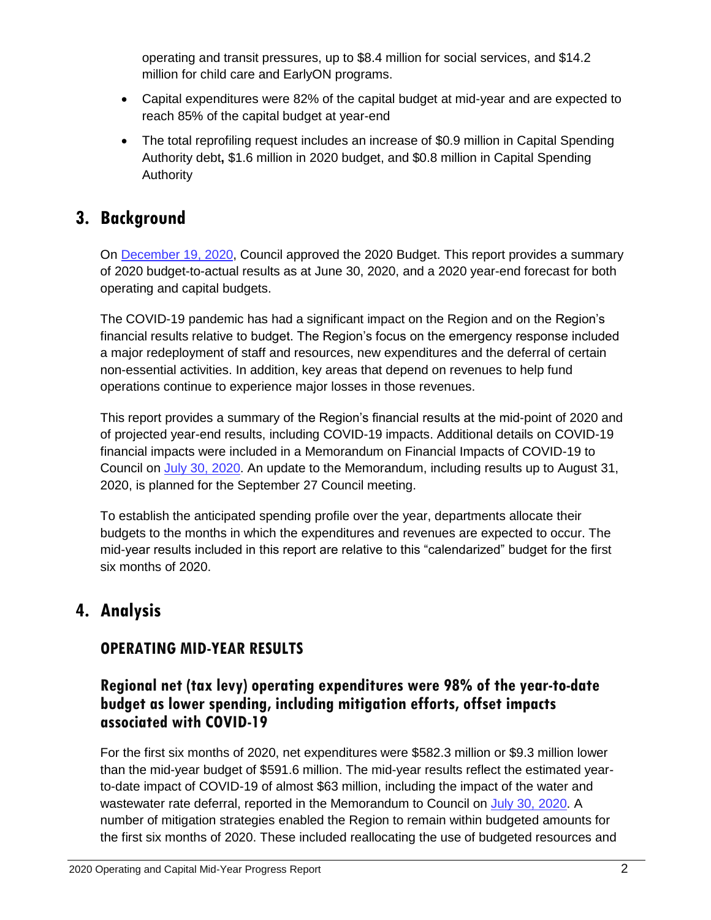operating and transit pressures, up to $8.4 million for social services, and $14.2 million for child care and EarlyON programs.

- Capital expenditures were 82% of the capital budget at mid-year and are expected to reach 85% of the capital budget at year-end
- The total reprofiling request includes an increase of $0.9 million in Capital Spending Authority debt**,** $1.6 million in 2020 budget, and $0.8 million in Capital Spending Authority

## 3. Background

On [December 19, 2020](), Council approved the 2020 Budget. This report provides a summary of 2020 budget-to-actual results as at June 30, 2020, and a 2020 year-end forecast for both operating and capital budgets.

The COVID-19 pandemic has had a significant impact on the Region and on the Region's financial results relative to budget. The Region's focus on the emergency response included a major redeployment of staff and resources, new expenditures and the deferral of certain non-essential activities. In addition, key areas that depend on revenues to help fund operations continue to experience major losses in those revenues.

This report provides a summary of the Region's financial results at the mid-point of 2020 and of projected year-end results, including COVID-19 impacts. Additional details on COVID-19 financial impacts were included in a Memorandum on Financial Impacts of COVID-19 to Council on [July 30, 2020](). An update to the Memorandum, including results up to August 31, 2020, is planned for the September 27 Council meeting.

To establish the anticipated spending profile over the year, departments allocate their budgets to the months in which the expenditures and revenues are expected to occur. The mid-year results included in this report are relative to this "calendarized" budget for the first six months of 2020.

## 4. Analysis

### OPERATING MID-YEAR RESULTS

### Regional net (tax levy) operating expenditures were 98% of the year-to-date budget as lower spending, including mitigation efforts, offset impacts associated with COVID-19

For the first six months of 2020, net expenditures were $582.3 million or $9.3 million lower than the mid-year budget of $591.6 million. The mid-year results reflect the estimated year-to-date impact of COVID-19 of almost $63 million, including the impact of the water and wastewater rate deferral, reported in the Memorandum to Council on [July 30, 2020](). A number of mitigation strategies enabled the Region to remain within budgeted amounts for the first six months of 2020. These included reallocating the use of budgeted resources and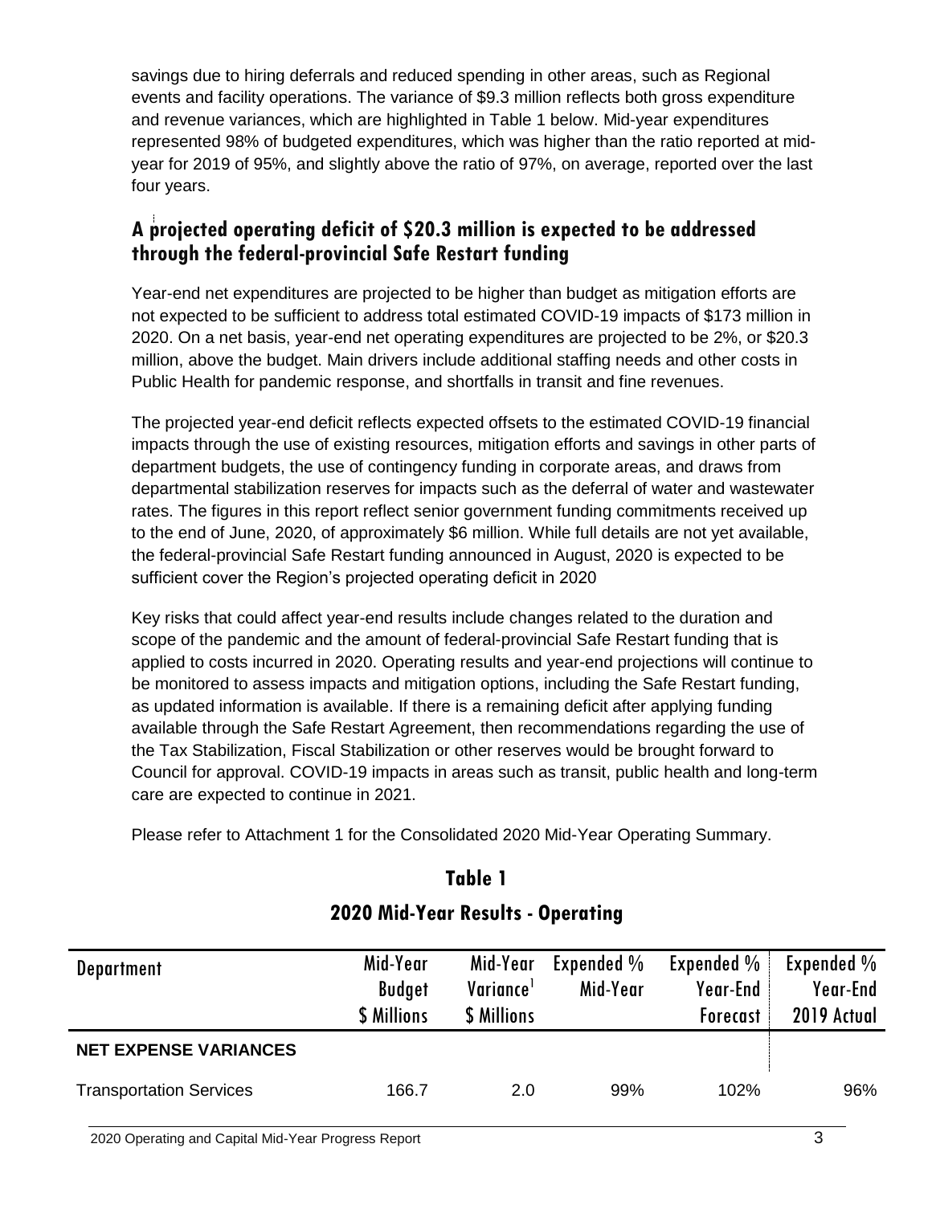savings due to hiring deferrals and reduced spending in other areas, such as Regional events and facility operations. The variance of $9.3 million reflects both gross expenditure and revenue variances, which are highlighted in Table 1 below. Mid-year expenditures represented 98% of budgeted expenditures, which was higher than the ratio reported at mid-year for 2019 of 95%, and slightly above the ratio of 97%, on average, reported over the last four years.

## A projected operating deficit of $20.3 million is expected to be addressed through the federal-provincial Safe Restart funding

Year-end net expenditures are projected to be higher than budget as mitigation efforts are not expected to be sufficient to address total estimated COVID-19 impacts of $173 million in 2020. On a net basis, year-end net operating expenditures are projected to be 2%, or $20.3 million, above the budget. Main drivers include additional staffing needs and other costs in Public Health for pandemic response, and shortfalls in transit and fine revenues.

The projected year-end deficit reflects expected offsets to the estimated COVID-19 financial impacts through the use of existing resources, mitigation efforts and savings in other parts of department budgets, the use of contingency funding in corporate areas, and draws from departmental stabilization reserves for impacts such as the deferral of water and wastewater rates. The figures in this report reflect senior government funding commitments received up to the end of June, 2020, of approximately $6 million. While full details are not yet available, the federal-provincial Safe Restart funding announced in August, 2020 is expected to be sufficient cover the Region's projected operating deficit in 2020

Key risks that could affect year-end results include changes related to the duration and scope of the pandemic and the amount of federal-provincial Safe Restart funding that is applied to costs incurred in 2020. Operating results and year-end projections will continue to be monitored to assess impacts and mitigation options, including the Safe Restart funding, as updated information is available. If there is a remaining deficit after applying funding available through the Safe Restart Agreement, then recommendations regarding the use of the Tax Stabilization, Fiscal Stabilization or other reserves would be brought forward to Council for approval. COVID-19 impacts in areas such as transit, public health and long-term care are expected to continue in 2021.

Please refer to Attachment 1 for the Consolidated 2020 Mid-Year Operating Summary.

### Table 1
### 2020 Mid-Year Results - Operating

| Department | Mid-Year Budget $ Millions | Mid-Year Variance[1] $ Millions | Expended % Mid-Year | Expended % Year-End Forecast | Expended % Year-End 2019 Actual |
|---|---|---|---|---|---|
| **NET EXPENSE VARIANCES** | | | | | |
| Transportation Services | 166.7 | 2.0 | 99% | 102% | 96% |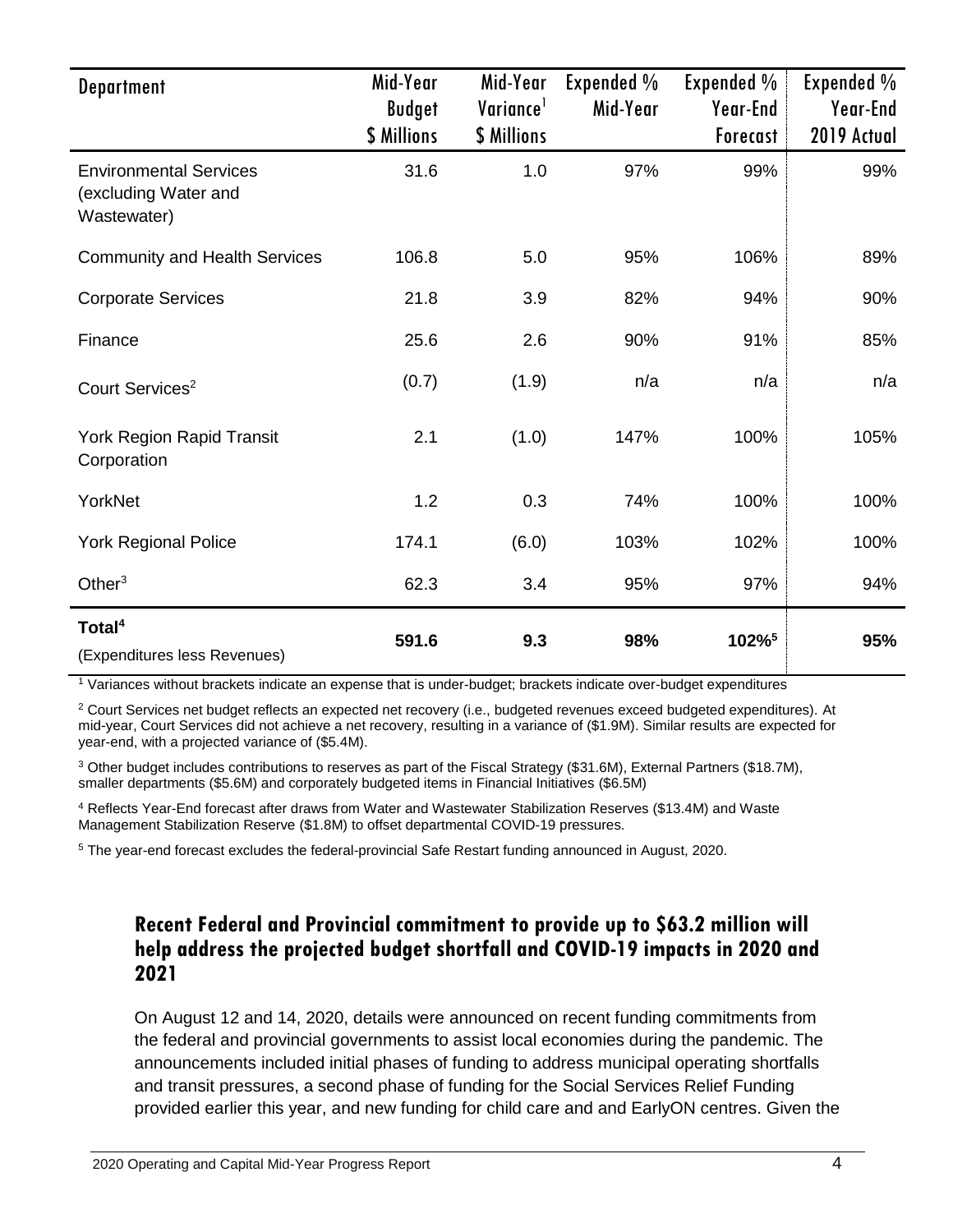| Department | Mid-Year Budget $ Millions | Mid-Year Variance[1] $ Millions | Expended % Mid-Year | Expended % Year-End Forecast | Expended % Year-End 2019 Actual |
|---|---|---|---|---|---|
| Environmental Services (excluding Water and Wastewater) | 31.6 | 1.0 | 97% | 99% | 99% |
| Community and Health Services | 106.8 | 5.0 | 95% | 106% | 89% |
| Corporate Services | 21.8 | 3.9 | 82% | 94% | 90% |
| Finance | 25.6 | 2.6 | 90% | 91% | 85% |
| Court Services[2] | (0.7) | (1.9) | n/a | n/a | n/a |
| York Region Rapid Transit Corporation | 2.1 | (1.0) | 147% | 100% | 105% |
| YorkNet | 1.2 | 0.3 | 74% | 100% | 100% |
| York Regional Police | 174.1 | (6.0) | 103% | 102% | 100% |
| Other[3] | 62.3 | 3.4 | 95% | 97% | 94% |
| **Total[4]** (Expenditures less Revenues) | **591.6** | **9.3** | **98%** | **102%[5]** | **95%** |

[1] Variances without brackets indicate an expense that is under-budget; brackets indicate over-budget expenditures

[2] Court Services net budget reflects an expected net recovery (i.e., budgeted revenues exceed budgeted expenditures). At mid-year, Court Services did not achieve a net recovery, resulting in a variance of ($1.9M). Similar results are expected for year-end, with a projected variance of ($5.4M).

[3] Other budget includes contributions to reserves as part of the Fiscal Strategy ($31.6M), External Partners ($18.7M), smaller departments ($5.6M) and corporately budgeted items in Financial Initiatives ($6.5M)

[4] Reflects Year-End forecast after draws from Water and Wastewater Stabilization Reserves ($13.4M) and Waste Management Stabilization Reserve ($1.8M) to offset departmental COVID-19 pressures.

[5] The year-end forecast excludes the federal-provincial Safe Restart funding announced in August, 2020.

## Recent Federal and Provincial commitment to provide up to $63.2 million will help address the projected budget shortfall and COVID-19 impacts in 2020 and 2021

On August 12 and 14, 2020, details were announced on recent funding commitments from the federal and provincial governments to assist local economies during the pandemic. The announcements included initial phases of funding to address municipal operating shortfalls and transit pressures, a second phase of funding for the Social Services Relief Funding provided earlier this year, and new funding for child care and and EarlyON centres. Given the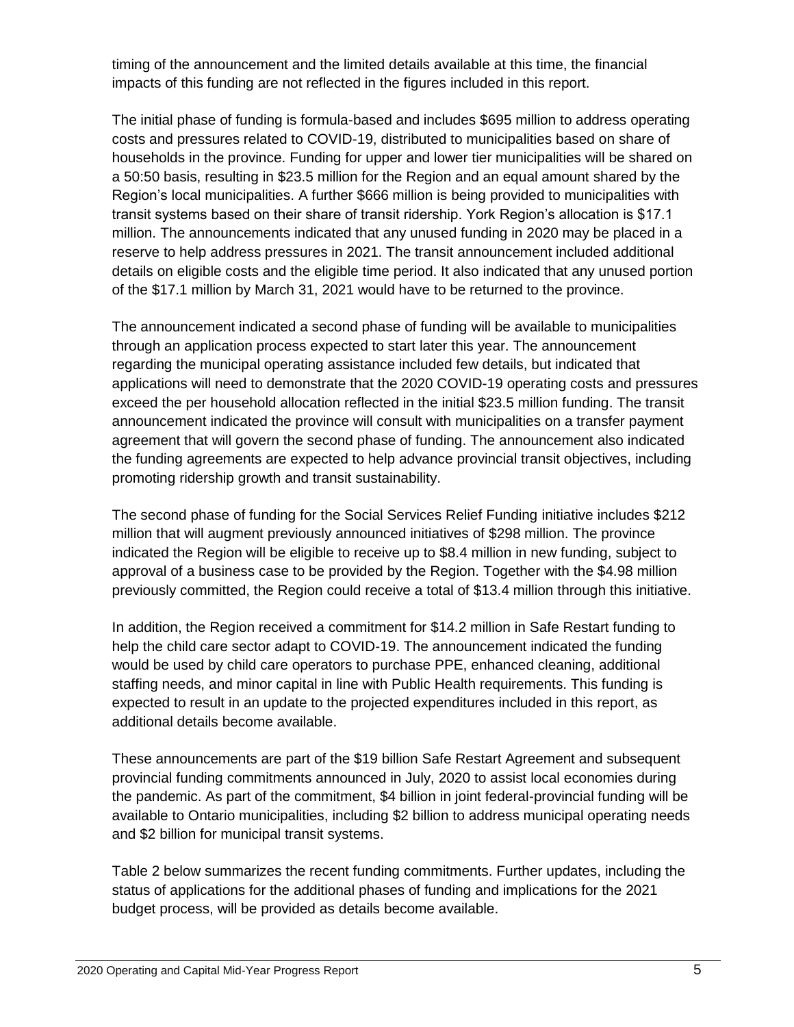timing of the announcement and the limited details available at this time, the financial impacts of this funding are not reflected in the figures included in this report.

The initial phase of funding is formula-based and includes $695 million to address operating costs and pressures related to COVID-19, distributed to municipalities based on share of households in the province. Funding for upper and lower tier municipalities will be shared on a 50:50 basis, resulting in $23.5 million for the Region and an equal amount shared by the Region's local municipalities. A further $666 million is being provided to municipalities with transit systems based on their share of transit ridership. York Region's allocation is $17.1 million. The announcements indicated that any unused funding in 2020 may be placed in a reserve to help address pressures in 2021. The transit announcement included additional details on eligible costs and the eligible time period. It also indicated that any unused portion of the $17.1 million by March 31, 2021 would have to be returned to the province.

The announcement indicated a second phase of funding will be available to municipalities through an application process expected to start later this year. The announcement regarding the municipal operating assistance included few details, but indicated that applications will need to demonstrate that the 2020 COVID-19 operating costs and pressures exceed the per household allocation reflected in the initial $23.5 million funding. The transit announcement indicated the province will consult with municipalities on a transfer payment agreement that will govern the second phase of funding. The announcement also indicated the funding agreements are expected to help advance provincial transit objectives, including promoting ridership growth and transit sustainability.

The second phase of funding for the Social Services Relief Funding initiative includes $212 million that will augment previously announced initiatives of $298 million. The province indicated the Region will be eligible to receive up to $8.4 million in new funding, subject to approval of a business case to be provided by the Region. Together with the $4.98 million previously committed, the Region could receive a total of $13.4 million through this initiative.

In addition, the Region received a commitment for $14.2 million in Safe Restart funding to help the child care sector adapt to COVID-19. The announcement indicated the funding would be used by child care operators to purchase PPE, enhanced cleaning, additional staffing needs, and minor capital in line with Public Health requirements. This funding is expected to result in an update to the projected expenditures included in this report, as additional details become available.

These announcements are part of the $19 billion Safe Restart Agreement and subsequent provincial funding commitments announced in July, 2020 to assist local economies during the pandemic. As part of the commitment, $4 billion in joint federal-provincial funding will be available to Ontario municipalities, including $2 billion to address municipal operating needs and $2 billion for municipal transit systems.

Table 2 below summarizes the recent funding commitments. Further updates, including the status of applications for the additional phases of funding and implications for the 2021 budget process, will be provided as details become available.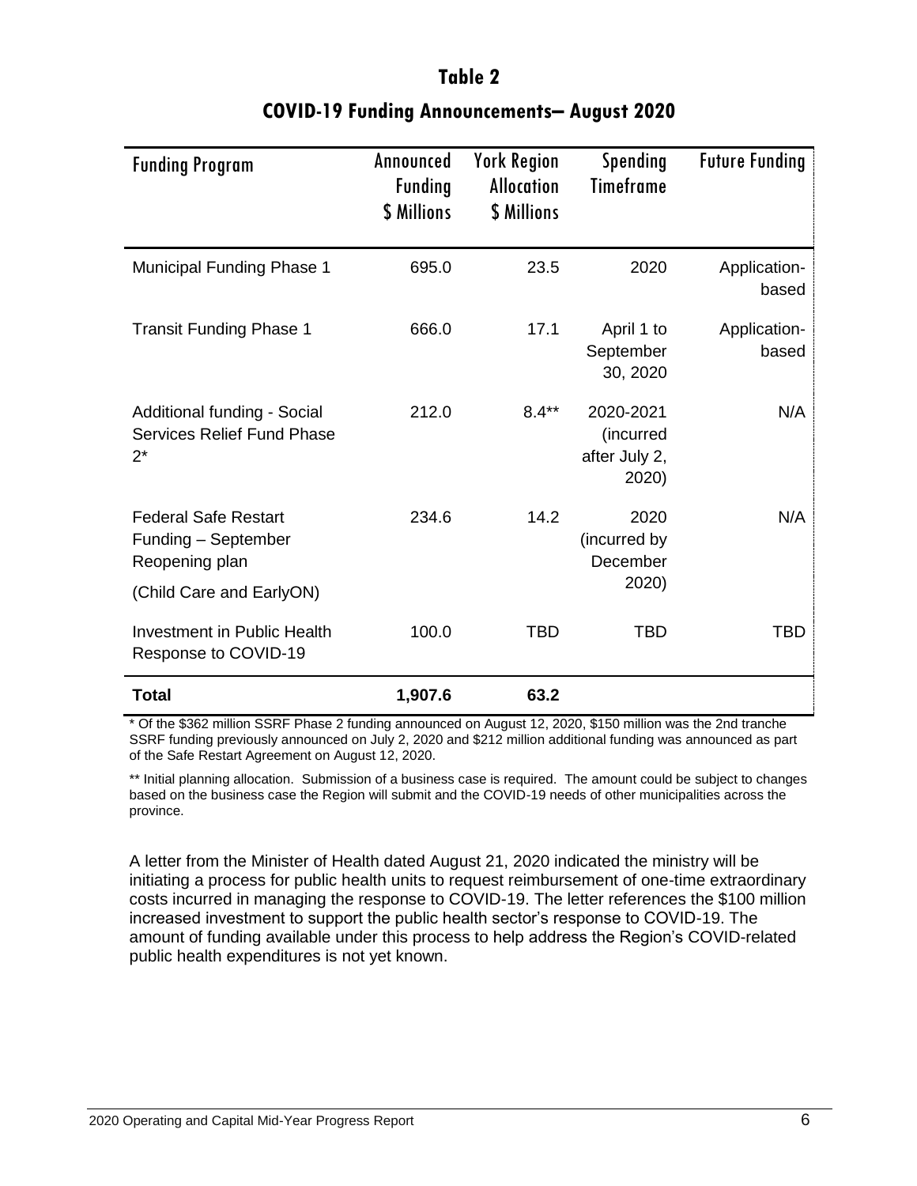**Table 2**

**COVID-19 Funding Announcements– August 2020**

| Funding Program | Announced Funding $ Millions | York Region Allocation $ Millions | Spending Timeframe | Future Funding |
|---|---|---|---|---|
| Municipal Funding Phase 1 | 695.0 | 23.5 | 2020 | Application-based |
| Transit Funding Phase 1 | 666.0 | 17.1 | April 1 to September 30, 2020 | Application-based |
| Additional funding - Social Services Relief Fund Phase 2* | 212.0 | 8.4** | 2020-2021 (incurred after July 2, 2020) | N/A |
| Federal Safe Restart Funding – September Reopening plan (Child Care and EarlyON) | 234.6 | 14.2 | 2020 (incurred by December 2020) | N/A |
| Investment in Public Health Response to COVID-19 | 100.0 | TBD | TBD | TBD |
| **Total** | **1,907.6** | **63.2** | | |

* Of the $362 million SSRF Phase 2 funding announced on August 12, 2020, $150 million was the 2nd tranche SSRF funding previously announced on July 2, 2020 and $212 million additional funding was announced as part of the Safe Restart Agreement on August 12, 2020.

** Initial planning allocation. Submission of a business case is required. The amount could be subject to changes based on the business case the Region will submit and the COVID-19 needs of other municipalities across the province.

A letter from the Minister of Health dated August 21, 2020 indicated the ministry will be initiating a process for public health units to request reimbursement of one-time extraordinary costs incurred in managing the response to COVID-19. The letter references the $100 million increased investment to support the public health sector's response to COVID-19. The amount of funding available under this process to help address the Region's COVID-related public health expenditures is not yet known.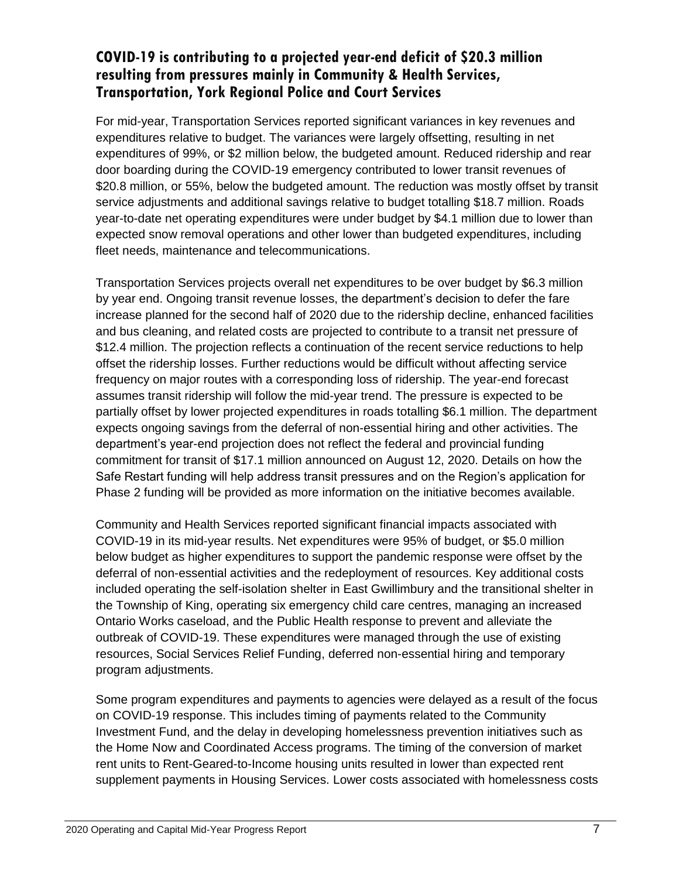## COVID-19 is contributing to a projected year-end deficit of $20.3 million resulting from pressures mainly in Community & Health Services, Transportation, York Regional Police and Court Services

For mid-year, Transportation Services reported significant variances in key revenues and expenditures relative to budget. The variances were largely offsetting, resulting in net expenditures of 99%, or $2 million below, the budgeted amount. Reduced ridership and rear door boarding during the COVID-19 emergency contributed to lower transit revenues of $20.8 million, or 55%, below the budgeted amount. The reduction was mostly offset by transit service adjustments and additional savings relative to budget totalling $18.7 million. Roads year-to-date net operating expenditures were under budget by $4.1 million due to lower than expected snow removal operations and other lower than budgeted expenditures, including fleet needs, maintenance and telecommunications.

Transportation Services projects overall net expenditures to be over budget by $6.3 million by year end. Ongoing transit revenue losses, the department's decision to defer the fare increase planned for the second half of 2020 due to the ridership decline, enhanced facilities and bus cleaning, and related costs are projected to contribute to a transit net pressure of $12.4 million. The projection reflects a continuation of the recent service reductions to help offset the ridership losses. Further reductions would be difficult without affecting service frequency on major routes with a corresponding loss of ridership. The year-end forecast assumes transit ridership will follow the mid-year trend. The pressure is expected to be partially offset by lower projected expenditures in roads totalling $6.1 million. The department expects ongoing savings from the deferral of non-essential hiring and other activities. The department's year-end projection does not reflect the federal and provincial funding commitment for transit of $17.1 million announced on August 12, 2020. Details on how the Safe Restart funding will help address transit pressures and on the Region's application for Phase 2 funding will be provided as more information on the initiative becomes available.

Community and Health Services reported significant financial impacts associated with COVID-19 in its mid-year results. Net expenditures were 95% of budget, or $5.0 million below budget as higher expenditures to support the pandemic response were offset by the deferral of non-essential activities and the redeployment of resources. Key additional costs included operating the self-isolation shelter in East Gwillimbury and the transitional shelter in the Township of King, operating six emergency child care centres, managing an increased Ontario Works caseload, and the Public Health response to prevent and alleviate the outbreak of COVID-19. These expenditures were managed through the use of existing resources, Social Services Relief Funding, deferred non-essential hiring and temporary program adjustments.

Some program expenditures and payments to agencies were delayed as a result of the focus on COVID-19 response. This includes timing of payments related to the Community Investment Fund, and the delay in developing homelessness prevention initiatives such as the Home Now and Coordinated Access programs. The timing of the conversion of market rent units to Rent-Geared-to-Income housing units resulted in lower than expected rent supplement payments in Housing Services. Lower costs associated with homelessness costs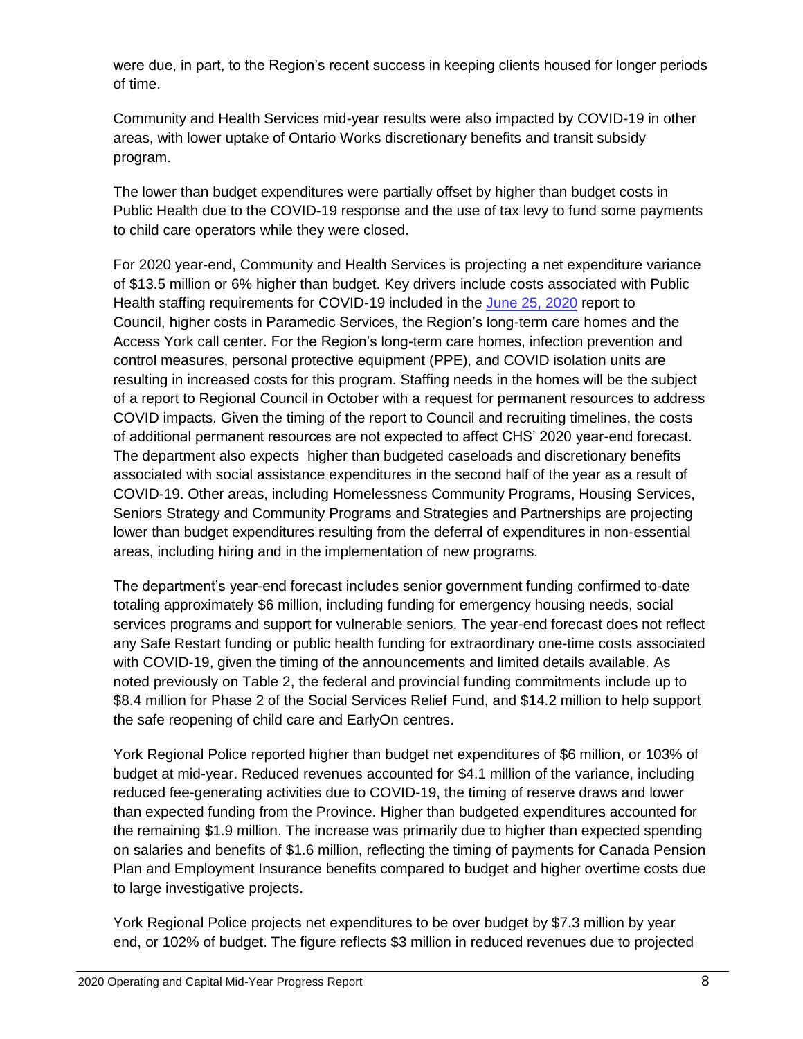were due, in part, to the Region's recent success in keeping clients housed for longer periods of time.

Community and Health Services mid-year results were also impacted by COVID-19 in other areas, with lower uptake of Ontario Works discretionary benefits and transit subsidy program.

The lower than budget expenditures were partially offset by higher than budget costs in Public Health due to the COVID-19 response and the use of tax levy to fund some payments to child care operators while they were closed.

For 2020 year-end, Community and Health Services is projecting a net expenditure variance of $13.5 million or 6% higher than budget. Key drivers include costs associated with Public Health staffing requirements for COVID-19 included in the June 25, 2020 report to Council, higher costs in Paramedic Services, the Region's long-term care homes and the Access York call center. For the Region's long-term care homes, infection prevention and control measures, personal protective equipment (PPE), and COVID isolation units are resulting in increased costs for this program. Staffing needs in the homes will be the subject of a report to Regional Council in October with a request for permanent resources to address COVID impacts. Given the timing of the report to Council and recruiting timelines, the costs of additional permanent resources are not expected to affect CHS' 2020 year-end forecast. The department also expects higher than budgeted caseloads and discretionary benefits associated with social assistance expenditures in the second half of the year as a result of COVID-19. Other areas, including Homelessness Community Programs, Housing Services, Seniors Strategy and Community Programs and Strategies and Partnerships are projecting lower than budget expenditures resulting from the deferral of expenditures in non-essential areas, including hiring and in the implementation of new programs.

The department's year-end forecast includes senior government funding confirmed to-date totaling approximately $6 million, including funding for emergency housing needs, social services programs and support for vulnerable seniors. The year-end forecast does not reflect any Safe Restart funding or public health funding for extraordinary one-time costs associated with COVID-19, given the timing of the announcements and limited details available. As noted previously on Table 2, the federal and provincial funding commitments include up to $8.4 million for Phase 2 of the Social Services Relief Fund, and $14.2 million to help support the safe reopening of child care and EarlyOn centres.

York Regional Police reported higher than budget net expenditures of $6 million, or 103% of budget at mid-year. Reduced revenues accounted for $4.1 million of the variance, including reduced fee-generating activities due to COVID-19, the timing of reserve draws and lower than expected funding from the Province. Higher than budgeted expenditures accounted for the remaining $1.9 million. The increase was primarily due to higher than expected spending on salaries and benefits of $1.6 million, reflecting the timing of payments for Canada Pension Plan and Employment Insurance benefits compared to budget and higher overtime costs due to large investigative projects.

York Regional Police projects net expenditures to be over budget by $7.3 million by year end, or 102% of budget. The figure reflects $3 million in reduced revenues due to projected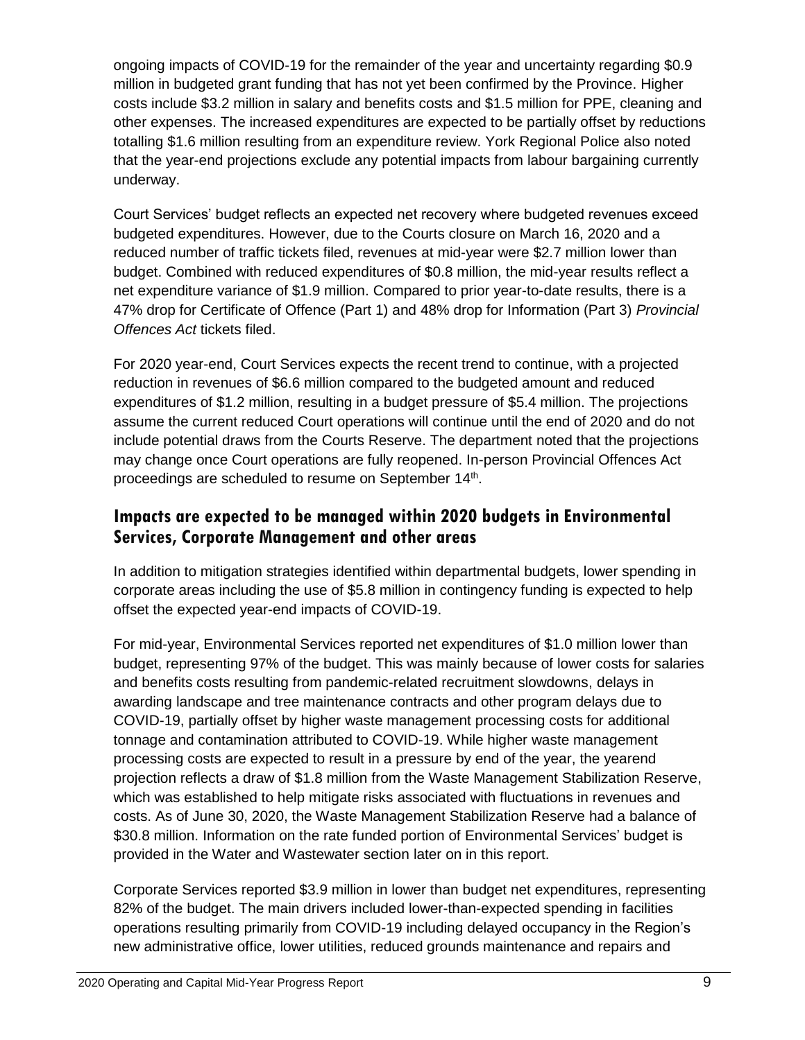ongoing impacts of COVID-19 for the remainder of the year and uncertainty regarding $0.9 million in budgeted grant funding that has not yet been confirmed by the Province. Higher costs include $3.2 million in salary and benefits costs and $1.5 million for PPE, cleaning and other expenses. The increased expenditures are expected to be partially offset by reductions totalling $1.6 million resulting from an expenditure review. York Regional Police also noted that the year-end projections exclude any potential impacts from labour bargaining currently underway.

Court Services' budget reflects an expected net recovery where budgeted revenues exceed budgeted expenditures. However, due to the Courts closure on March 16, 2020 and a reduced number of traffic tickets filed, revenues at mid-year were $2.7 million lower than budget. Combined with reduced expenditures of $0.8 million, the mid-year results reflect a net expenditure variance of $1.9 million. Compared to prior year-to-date results, there is a 47% drop for Certificate of Offence (Part 1) and 48% drop for Information (Part 3) *Provincial Offences Act* tickets filed.

For 2020 year-end, Court Services expects the recent trend to continue, with a projected reduction in revenues of $6.6 million compared to the budgeted amount and reduced expenditures of $1.2 million, resulting in a budget pressure of $5.4 million. The projections assume the current reduced Court operations will continue until the end of 2020 and do not include potential draws from the Courts Reserve. The department noted that the projections may change once Court operations are fully reopened. In-person Provincial Offences Act proceedings are scheduled to resume on September 14th.

## Impacts are expected to be managed within 2020 budgets in Environmental Services, Corporate Management and other areas

In addition to mitigation strategies identified within departmental budgets, lower spending in corporate areas including the use of $5.8 million in contingency funding is expected to help offset the expected year-end impacts of COVID-19.

For mid-year, Environmental Services reported net expenditures of $1.0 million lower than budget, representing 97% of the budget. This was mainly because of lower costs for salaries and benefits costs resulting from pandemic-related recruitment slowdowns, delays in awarding landscape and tree maintenance contracts and other program delays due to COVID-19, partially offset by higher waste management processing costs for additional tonnage and contamination attributed to COVID-19. While higher waste management processing costs are expected to result in a pressure by end of the year, the yearend projection reflects a draw of $1.8 million from the Waste Management Stabilization Reserve, which was established to help mitigate risks associated with fluctuations in revenues and costs. As of June 30, 2020, the Waste Management Stabilization Reserve had a balance of $30.8 million. Information on the rate funded portion of Environmental Services' budget is provided in the Water and Wastewater section later on in this report.

Corporate Services reported $3.9 million in lower than budget net expenditures, representing 82% of the budget. The main drivers included lower-than-expected spending in facilities operations resulting primarily from COVID-19 including delayed occupancy in the Region's new administrative office, lower utilities, reduced grounds maintenance and repairs and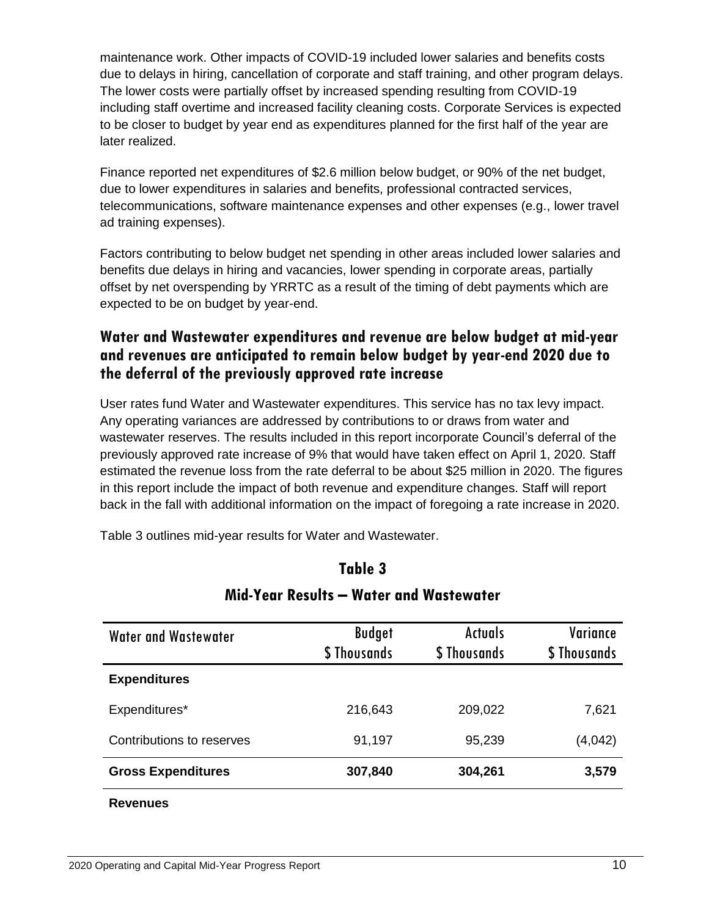maintenance work. Other impacts of COVID-19 included lower salaries and benefits costs due to delays in hiring, cancellation of corporate and staff training, and other program delays. The lower costs were partially offset by increased spending resulting from COVID-19 including staff overtime and increased facility cleaning costs. Corporate Services is expected to be closer to budget by year end as expenditures planned for the first half of the year are later realized.

Finance reported net expenditures of $2.6 million below budget, or 90% of the net budget, due to lower expenditures in salaries and benefits, professional contracted services, telecommunications, software maintenance expenses and other expenses (e.g., lower travel ad training expenses).

Factors contributing to below budget net spending in other areas included lower salaries and benefits due delays in hiring and vacancies, lower spending in corporate areas, partially offset by net overspending by YRRTC as a result of the timing of debt payments which are expected to be on budget by year-end.

## Water and Wastewater expenditures and revenue are below budget at mid-year and revenues are anticipated to remain below budget by year-end 2020 due to the deferral of the previously approved rate increase

User rates fund Water and Wastewater expenditures. This service has no tax levy impact. Any operating variances are addressed by contributions to or draws from water and wastewater reserves. The results included in this report incorporate Council's deferral of the previously approved rate increase of 9% that would have taken effect on April 1, 2020. Staff estimated the revenue loss from the rate deferral to be about $25 million in 2020. The figures in this report include the impact of both revenue and expenditure changes. Staff will report back in the fall with additional information on the impact of foregoing a rate increase in 2020.

Table 3 outlines mid-year results for Water and Wastewater.

**Table 3**

**Mid-Year Results – Water and Wastewater**

| Water and Wastewater | Budget $ Thousands | Actuals $ Thousands | Variance $ Thousands |
|---|---|---|---|
| **Expenditures** | | | |
| Expenditures* | 216,643 | 209,022 | 7,621 |
| Contributions to reserves | 91,197 | 95,239 | (4,042) |
| **Gross Expenditures** | **307,840** | **304,261** | **3,579** |
| **Revenues** | | | |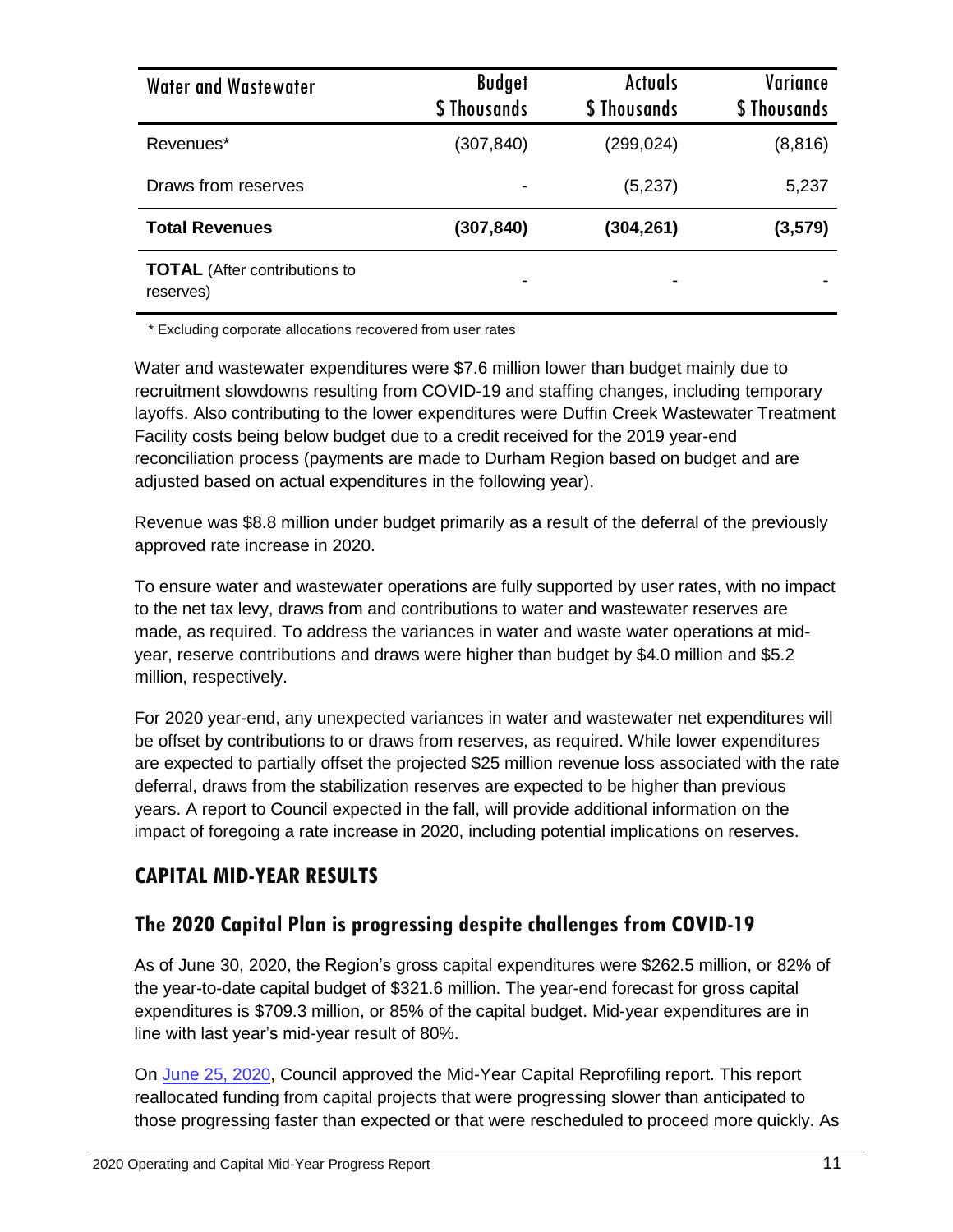| Water and Wastewater | Budget $ Thousands | Actuals $ Thousands | Variance $ Thousands |
|---|---|---|---|
| Revenues* | (307,840) | (299,024) | (8,816) |
| Draws from reserves | - | (5,237) | 5,237 |
| **Total Revenues** | **(307,840)** | **(304,261)** | **(3,579)** |
| **TOTAL** (After contributions to reserves) | - | - | - |

\* Excluding corporate allocations recovered from user rates

Water and wastewater expenditures were $7.6 million lower than budget mainly due to recruitment slowdowns resulting from COVID-19 and staffing changes, including temporary layoffs. Also contributing to the lower expenditures were Duffin Creek Wastewater Treatment Facility costs being below budget due to a credit received for the 2019 year-end reconciliation process (payments are made to Durham Region based on budget and are adjusted based on actual expenditures in the following year).

Revenue was $8.8 million under budget primarily as a result of the deferral of the previously approved rate increase in 2020.

To ensure water and wastewater operations are fully supported by user rates, with no impact to the net tax levy, draws from and contributions to water and wastewater reserves are made, as required. To address the variances in water and waste water operations at mid-year, reserve contributions and draws were higher than budget by $4.0 million and $5.2 million, respectively.

For 2020 year-end, any unexpected variances in water and wastewater net expenditures will be offset by contributions to or draws from reserves, as required. While lower expenditures are expected to partially offset the projected $25 million revenue loss associated with the rate deferral, draws from the stabilization reserves are expected to be higher than previous years. A report to Council expected in the fall, will provide additional information on the impact of foregoing a rate increase in 2020, including potential implications on reserves.

## CAPITAL MID-YEAR RESULTS

### The 2020 Capital Plan is progressing despite challenges from COVID-19

As of June 30, 2020, the Region's gross capital expenditures were $262.5 million, or 82% of the year-to-date capital budget of $321.6 million. The year-end forecast for gross capital expenditures is $709.3 million, or 85% of the capital budget. Mid-year expenditures are in line with last year's mid-year result of 80%.

On June 25, 2020, Council approved the Mid-Year Capital Reprofiling report. This report reallocated funding from capital projects that were progressing slower than anticipated to those progressing faster than expected or that were rescheduled to proceed more quickly. As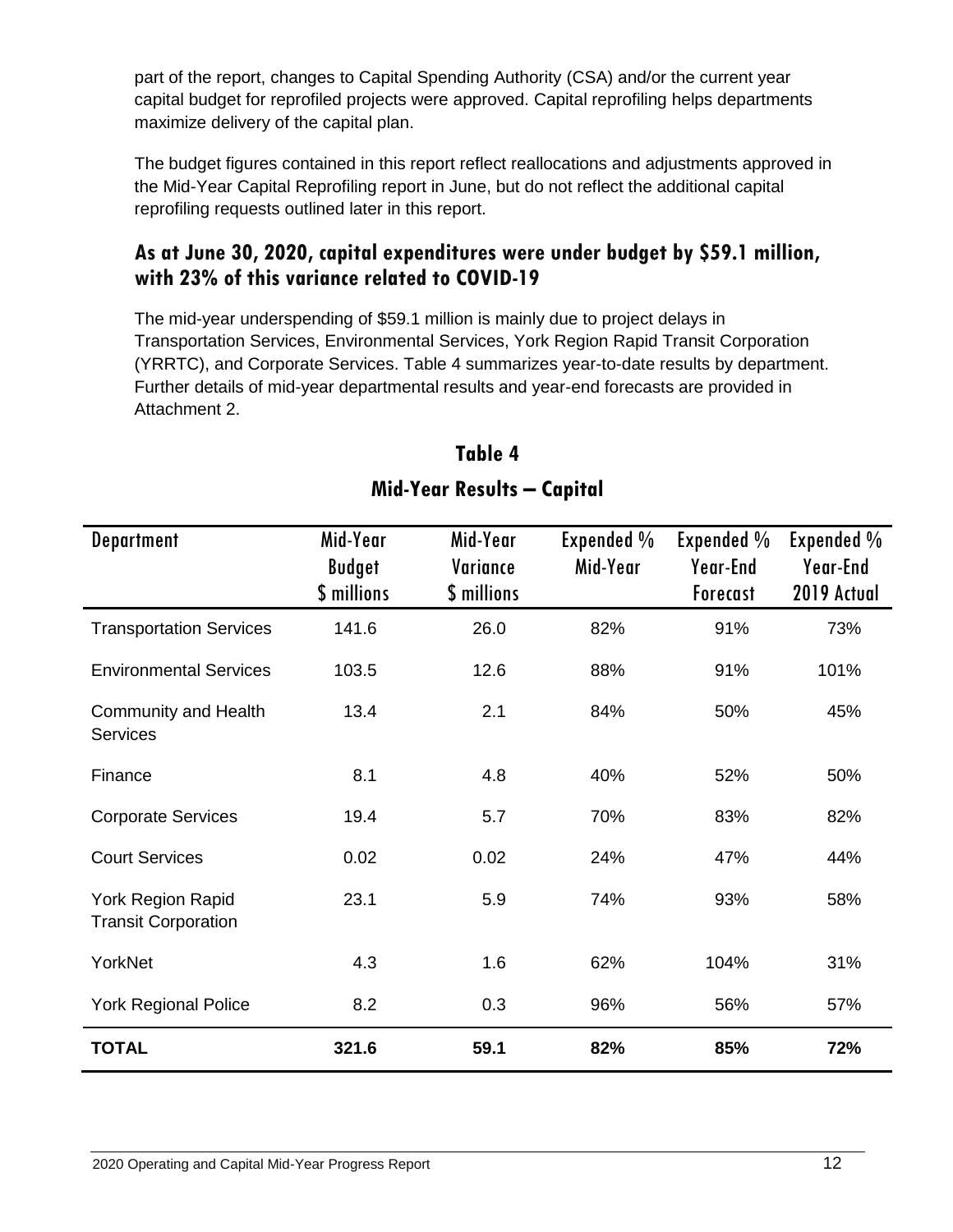part of the report, changes to Capital Spending Authority (CSA) and/or the current year capital budget for reprofiled projects were approved. Capital reprofiling helps departments maximize delivery of the capital plan.

The budget figures contained in this report reflect reallocations and adjustments approved in the Mid-Year Capital Reprofiling report in June, but do not reflect the additional capital reprofiling requests outlined later in this report.

## As at June 30, 2020, capital expenditures were under budget by $59.1 million, with 23% of this variance related to COVID-19

The mid-year underspending of $59.1 million is mainly due to project delays in Transportation Services, Environmental Services, York Region Rapid Transit Corporation (YRRTC), and Corporate Services. Table 4 summarizes year-to-date results by department. Further details of mid-year departmental results and year-end forecasts are provided in Attachment 2.

### Table 4
### Mid-Year Results – Capital

| Department | Mid-Year Budget $ millions | Mid-Year Variance $ millions | Expended % Mid-Year | Expended % Year-End Forecast | Expended % Year-End 2019 Actual |
|---|---|---|---|---|---|
| Transportation Services | 141.6 | 26.0 | 82% | 91% | 73% |
| Environmental Services | 103.5 | 12.6 | 88% | 91% | 101% |
| Community and Health Services | 13.4 | 2.1 | 84% | 50% | 45% |
| Finance | 8.1 | 4.8 | 40% | 52% | 50% |
| Corporate Services | 19.4 | 5.7 | 70% | 83% | 82% |
| Court Services | 0.02 | 0.02 | 24% | 47% | 44% |
| York Region Rapid Transit Corporation | 23.1 | 5.9 | 74% | 93% | 58% |
| YorkNet | 4.3 | 1.6 | 62% | 104% | 31% |
| York Regional Police | 8.2 | 0.3 | 96% | 56% | 57% |
| **TOTAL** | **321.6** | **59.1** | **82%** | **85%** | **72%** |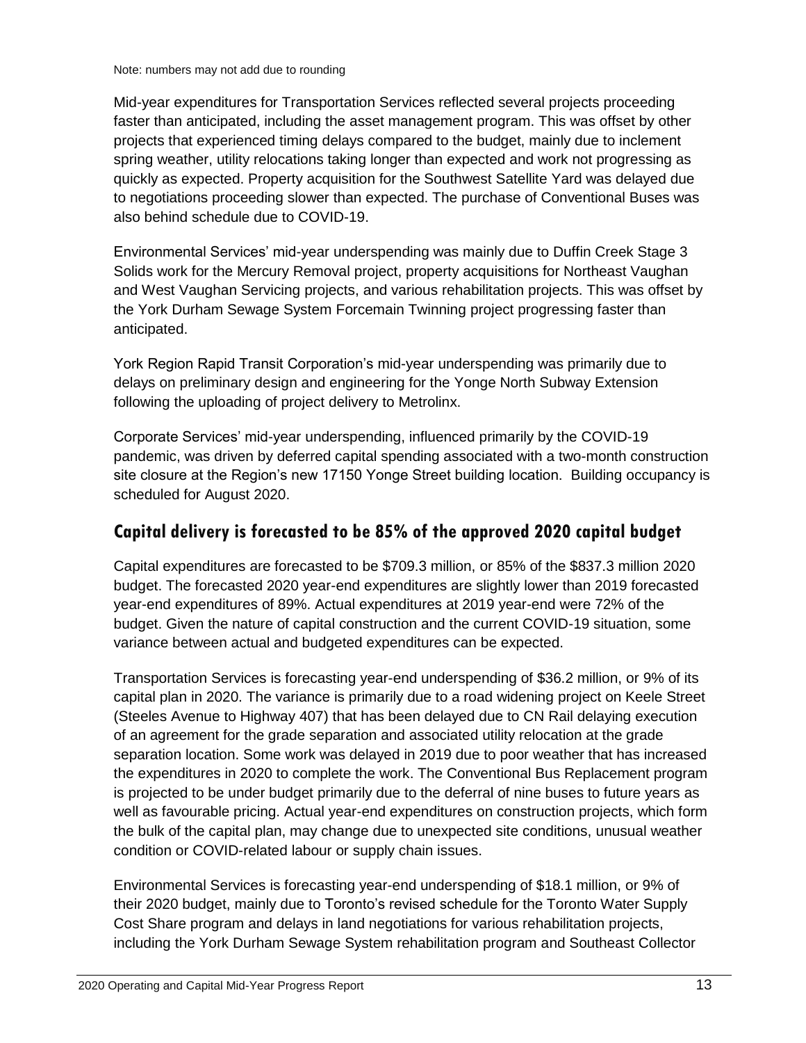Note: numbers may not add due to rounding

Mid-year expenditures for Transportation Services reflected several projects proceeding faster than anticipated, including the asset management program. This was offset by other projects that experienced timing delays compared to the budget, mainly due to inclement spring weather, utility relocations taking longer than expected and work not progressing as quickly as expected. Property acquisition for the Southwest Satellite Yard was delayed due to negotiations proceeding slower than expected. The purchase of Conventional Buses was also behind schedule due to COVID-19.

Environmental Services' mid-year underspending was mainly due to Duffin Creek Stage 3 Solids work for the Mercury Removal project, property acquisitions for Northeast Vaughan and West Vaughan Servicing projects, and various rehabilitation projects. This was offset by the York Durham Sewage System Forcemain Twinning project progressing faster than anticipated.

York Region Rapid Transit Corporation's mid-year underspending was primarily due to delays on preliminary design and engineering for the Yonge North Subway Extension following the uploading of project delivery to Metrolinx.

Corporate Services' mid-year underspending, influenced primarily by the COVID-19 pandemic, was driven by deferred capital spending associated with a two-month construction site closure at the Region's new 17150 Yonge Street building location. Building occupancy is scheduled for August 2020.

## Capital delivery is forecasted to be 85% of the approved 2020 capital budget

Capital expenditures are forecasted to be $709.3 million, or 85% of the $837.3 million 2020 budget. The forecasted 2020 year-end expenditures are slightly lower than 2019 forecasted year-end expenditures of 89%. Actual expenditures at 2019 year-end were 72% of the budget. Given the nature of capital construction and the current COVID-19 situation, some variance between actual and budgeted expenditures can be expected.

Transportation Services is forecasting year-end underspending of $36.2 million, or 9% of its capital plan in 2020. The variance is primarily due to a road widening project on Keele Street (Steeles Avenue to Highway 407) that has been delayed due to CN Rail delaying execution of an agreement for the grade separation and associated utility relocation at the grade separation location. Some work was delayed in 2019 due to poor weather that has increased the expenditures in 2020 to complete the work. The Conventional Bus Replacement program is projected to be under budget primarily due to the deferral of nine buses to future years as well as favourable pricing. Actual year-end expenditures on construction projects, which form the bulk of the capital plan, may change due to unexpected site conditions, unusual weather condition or COVID-related labour or supply chain issues.

Environmental Services is forecasting year-end underspending of $18.1 million, or 9% of their 2020 budget, mainly due to Toronto's revised schedule for the Toronto Water Supply Cost Share program and delays in land negotiations for various rehabilitation projects, including the York Durham Sewage System rehabilitation program and Southeast Collector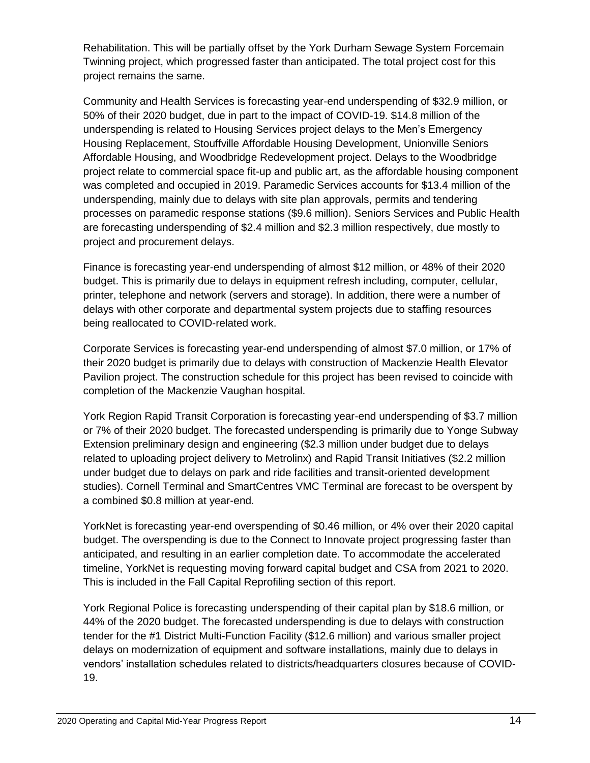Rehabilitation. This will be partially offset by the York Durham Sewage System Forcemain Twinning project, which progressed faster than anticipated. The total project cost for this project remains the same.

Community and Health Services is forecasting year-end underspending of $32.9 million, or 50% of their 2020 budget, due in part to the impact of COVID-19. $14.8 million of the underspending is related to Housing Services project delays to the Men's Emergency Housing Replacement, Stouffville Affordable Housing Development, Unionville Seniors Affordable Housing, and Woodbridge Redevelopment project. Delays to the Woodbridge project relate to commercial space fit-up and public art, as the affordable housing component was completed and occupied in 2019. Paramedic Services accounts for $13.4 million of the underspending, mainly due to delays with site plan approvals, permits and tendering processes on paramedic response stations ($9.6 million). Seniors Services and Public Health are forecasting underspending of $2.4 million and $2.3 million respectively, due mostly to project and procurement delays.

Finance is forecasting year-end underspending of almost $12 million, or 48% of their 2020 budget. This is primarily due to delays in equipment refresh including, computer, cellular, printer, telephone and network (servers and storage). In addition, there were a number of delays with other corporate and departmental system projects due to staffing resources being reallocated to COVID-related work.

Corporate Services is forecasting year-end underspending of almost $7.0 million, or 17% of their 2020 budget is primarily due to delays with construction of Mackenzie Health Elevator Pavilion project. The construction schedule for this project has been revised to coincide with completion of the Mackenzie Vaughan hospital.

York Region Rapid Transit Corporation is forecasting year-end underspending of $3.7 million or 7% of their 2020 budget. The forecasted underspending is primarily due to Yonge Subway Extension preliminary design and engineering ($2.3 million under budget due to delays related to uploading project delivery to Metrolinx) and Rapid Transit Initiatives ($2.2 million under budget due to delays on park and ride facilities and transit-oriented development studies). Cornell Terminal and SmartCentres VMC Terminal are forecast to be overspent by a combined $0.8 million at year-end.

YorkNet is forecasting year-end overspending of $0.46 million, or 4% over their 2020 capital budget. The overspending is due to the Connect to Innovate project progressing faster than anticipated, and resulting in an earlier completion date. To accommodate the accelerated timeline, YorkNet is requesting moving forward capital budget and CSA from 2021 to 2020. This is included in the Fall Capital Reprofiling section of this report.

York Regional Police is forecasting underspending of their capital plan by $18.6 million, or 44% of the 2020 budget. The forecasted underspending is due to delays with construction tender for the #1 District Multi-Function Facility ($12.6 million) and various smaller project delays on modernization of equipment and software installations, mainly due to delays in vendors' installation schedules related to districts/headquarters closures because of COVID-19.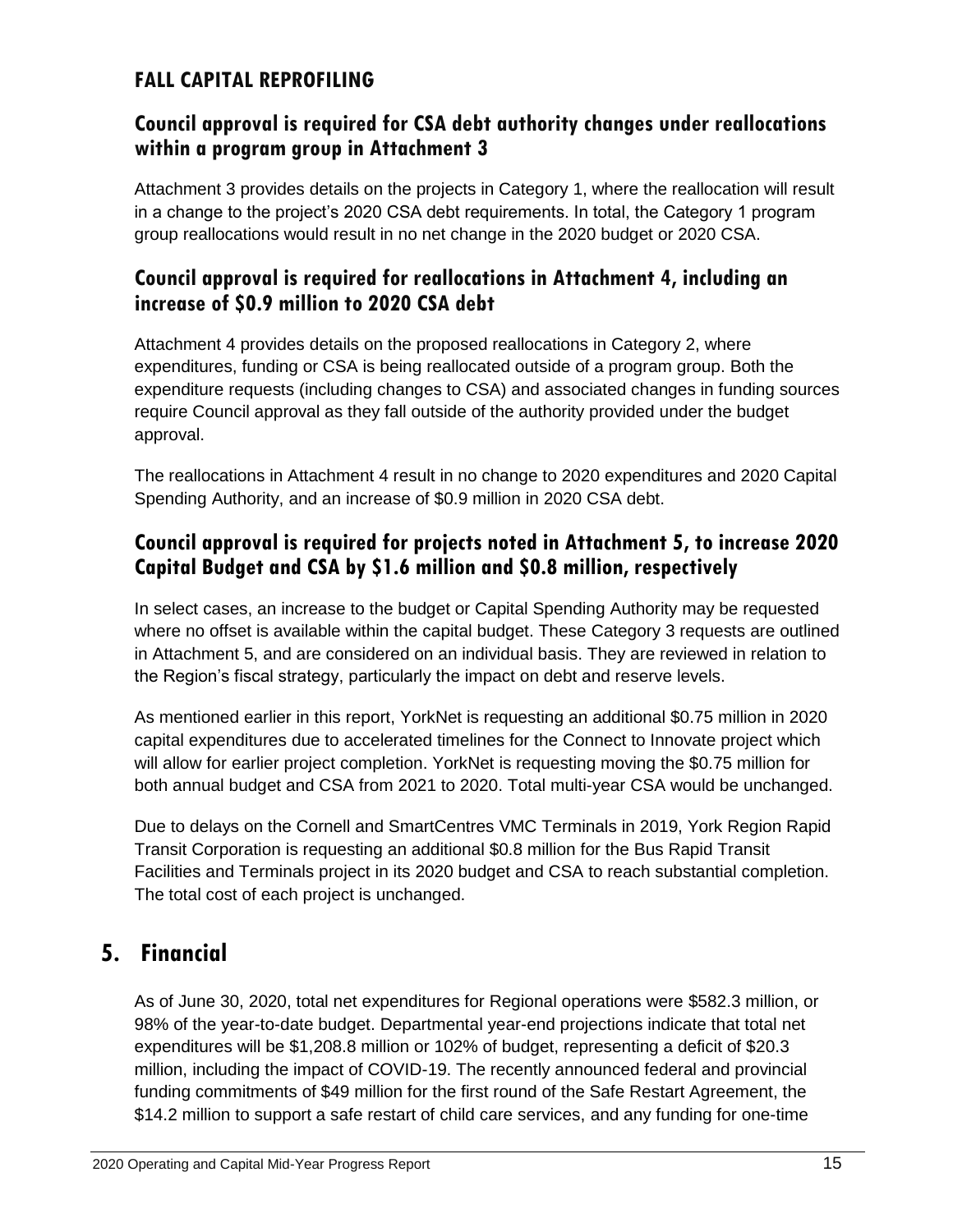## FALL CAPITAL REPROFILING

### Council approval is required for CSA debt authority changes under reallocations within a program group in Attachment 3

Attachment 3 provides details on the projects in Category 1, where the reallocation will result in a change to the project's 2020 CSA debt requirements. In total, the Category 1 program group reallocations would result in no net change in the 2020 budget or 2020 CSA.

### Council approval is required for reallocations in Attachment 4, including an increase of $0.9 million to 2020 CSA debt

Attachment 4 provides details on the proposed reallocations in Category 2, where expenditures, funding or CSA is being reallocated outside of a program group. Both the expenditure requests (including changes to CSA) and associated changes in funding sources require Council approval as they fall outside of the authority provided under the budget approval.

The reallocations in Attachment 4 result in no change to 2020 expenditures and 2020 Capital Spending Authority, and an increase of $0.9 million in 2020 CSA debt.

### Council approval is required for projects noted in Attachment 5, to increase 2020 Capital Budget and CSA by $1.6 million and $0.8 million, respectively

In select cases, an increase to the budget or Capital Spending Authority may be requested where no offset is available within the capital budget. These Category 3 requests are outlined in Attachment 5, and are considered on an individual basis. They are reviewed in relation to the Region's fiscal strategy, particularly the impact on debt and reserve levels.

As mentioned earlier in this report, YorkNet is requesting an additional $0.75 million in 2020 capital expenditures due to accelerated timelines for the Connect to Innovate project which will allow for earlier project completion. YorkNet is requesting moving the $0.75 million for both annual budget and CSA from 2021 to 2020. Total multi-year CSA would be unchanged.

Due to delays on the Cornell and SmartCentres VMC Terminals in 2019, York Region Rapid Transit Corporation is requesting an additional $0.8 million for the Bus Rapid Transit Facilities and Terminals project in its 2020 budget and CSA to reach substantial completion. The total cost of each project is unchanged.

# 5. Financial

As of June 30, 2020, total net expenditures for Regional operations were $582.3 million, or 98% of the year-to-date budget. Departmental year-end projections indicate that total net expenditures will be $1,208.8 million or 102% of budget, representing a deficit of $20.3 million, including the impact of COVID-19. The recently announced federal and provincial funding commitments of $49 million for the first round of the Safe Restart Agreement, the $14.2 million to support a safe restart of child care services, and any funding for one-time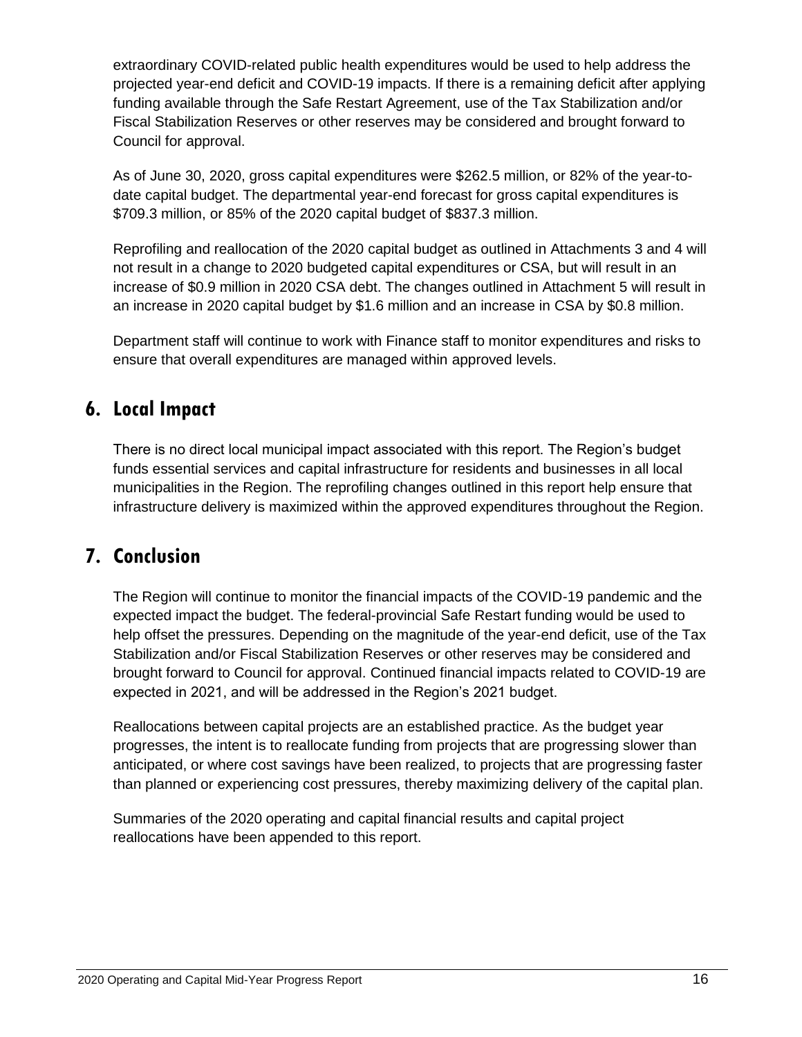extraordinary COVID-related public health expenditures would be used to help address the projected year-end deficit and COVID-19 impacts. If there is a remaining deficit after applying funding available through the Safe Restart Agreement, use of the Tax Stabilization and/or Fiscal Stabilization Reserves or other reserves may be considered and brought forward to Council for approval.

As of June 30, 2020, gross capital expenditures were $262.5 million, or 82% of the year-to-date capital budget. The departmental year-end forecast for gross capital expenditures is $709.3 million, or 85% of the 2020 capital budget of $837.3 million.

Reprofiling and reallocation of the 2020 capital budget as outlined in Attachments 3 and 4 will not result in a change to 2020 budgeted capital expenditures or CSA, but will result in an increase of $0.9 million in 2020 CSA debt. The changes outlined in Attachment 5 will result in an increase in 2020 capital budget by $1.6 million and an increase in CSA by $0.8 million.

Department staff will continue to work with Finance staff to monitor expenditures and risks to ensure that overall expenditures are managed within approved levels.

## 6. Local Impact

There is no direct local municipal impact associated with this report. The Region's budget funds essential services and capital infrastructure for residents and businesses in all local municipalities in the Region. The reprofiling changes outlined in this report help ensure that infrastructure delivery is maximized within the approved expenditures throughout the Region.

## 7. Conclusion

The Region will continue to monitor the financial impacts of the COVID-19 pandemic and the expected impact the budget. The federal-provincial Safe Restart funding would be used to help offset the pressures. Depending on the magnitude of the year-end deficit, use of the Tax Stabilization and/or Fiscal Stabilization Reserves or other reserves may be considered and brought forward to Council for approval. Continued financial impacts related to COVID-19 are expected in 2021, and will be addressed in the Region's 2021 budget.

Reallocations between capital projects are an established practice. As the budget year progresses, the intent is to reallocate funding from projects that are progressing slower than anticipated, or where cost savings have been realized, to projects that are progressing faster than planned or experiencing cost pressures, thereby maximizing delivery of the capital plan.

Summaries of the 2020 operating and capital financial results and capital project reallocations have been appended to this report.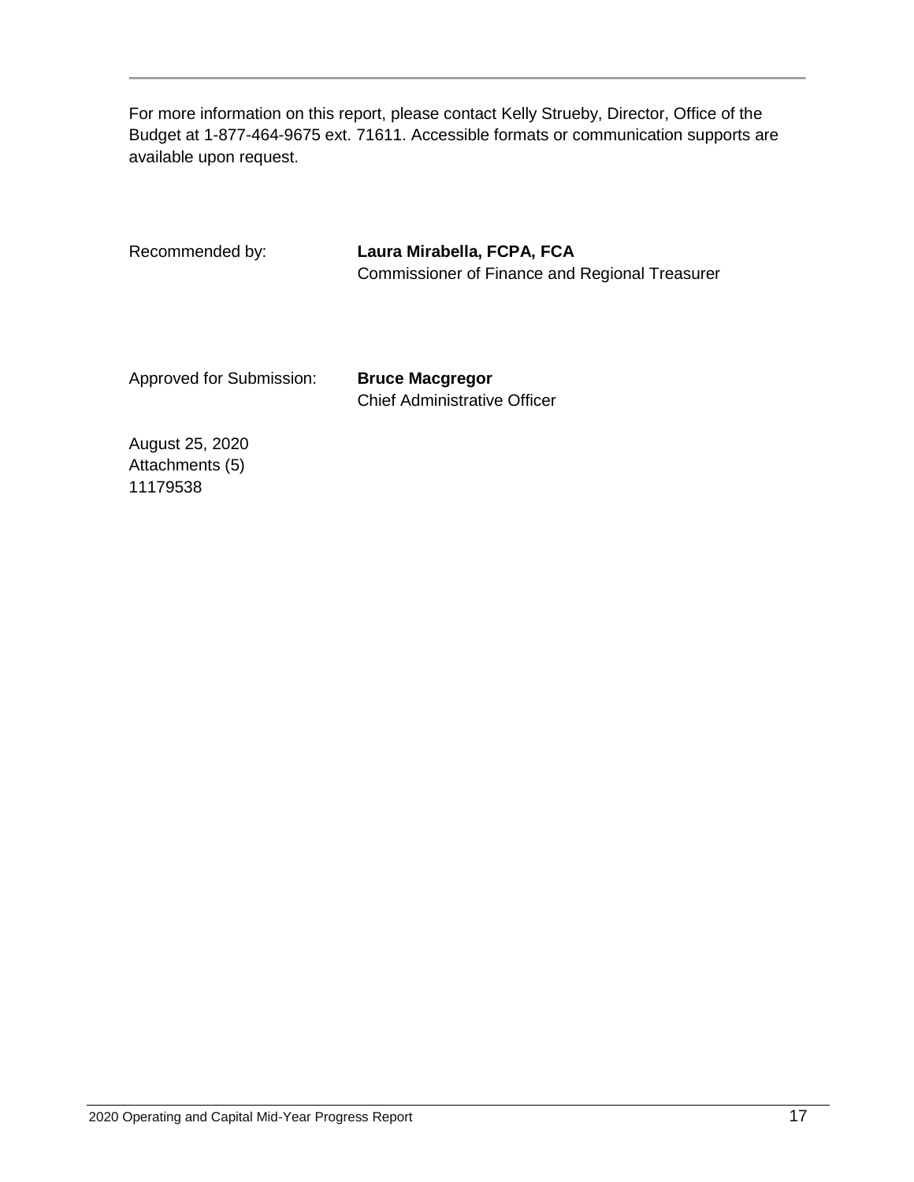For more information on this report, please contact Kelly Strueby, Director, Office of the Budget at 1-877-464-9675 ext. 71611. Accessible formats or communication supports are available upon request.

| | |
|---|---|
| Recommended by: | **Laura Mirabella, FCPA, FCA**<br>Commissioner of Finance and Regional Treasurer |
| Approved for Submission: | **Bruce Macgregor**<br>Chief Administrative Officer |

August 25, 2020
Attachments (5)
11179538